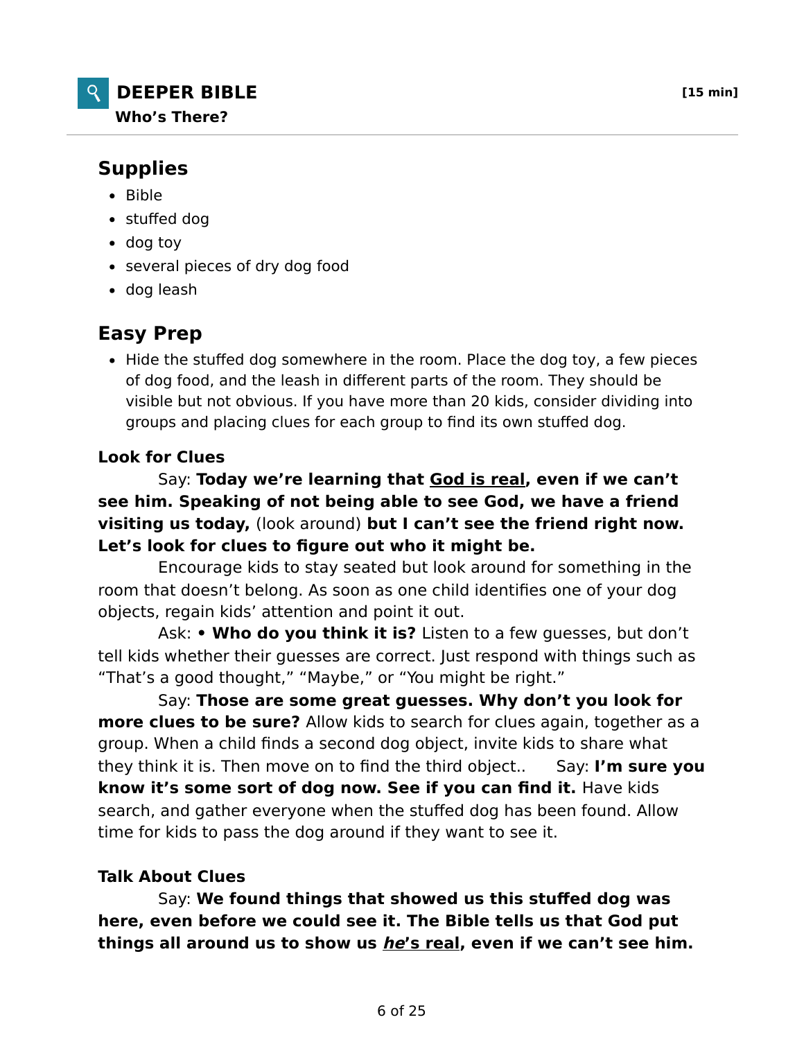# DEEPER BIBLE

**[15 min]**

### Who's There?

## Supplies

- Bible
- stuffed dog
- dog toy
- several pieces of dry dog food
- dog leash

## Easy Prep

- Hide the stuffed dog somewhere in the room. Place the dog toy, a few pieces of dog food, and the leash in different parts of the room. They should be visible but not obvious. If you have more than 20 kids, consider dividing into groups and placing clues for each group to find its own stuffed dog.

### Look for Clues

Say: **Today we're learning that <u>God is real</u>, even if we can't see him. Speaking of not being able to see God, we have a friend visiting us today,** (look around) **but I can't see the friend right now. Let's look for clues to figure out who it might be.**

Encourage kids to stay seated but look around for something in the room that doesn't belong. As soon as one child identifies one of your dog objects, regain kids' attention and point it out.

Ask: **• Who do you think it is?** Listen to a few guesses, but don't tell kids whether their guesses are correct. Just respond with things such as "That's a good thought," "Maybe," or "You might be right."

Say: **Those are some great guesses. Why don't you look for more clues to be sure?** Allow kids to search for clues again, together as a group. When a child finds a second dog object, invite kids to share what they think it is. Then move on to find the third object.. Say: **I'm sure you know it's some sort of dog now. See if you can find it.** Have kids search, and gather everyone when the stuffed dog has been found. Allow time for kids to pass the dog around if they want to see it.

### Talk About Clues

Say: **We found things that showed us this stuffed dog was here, even before we could see it. The Bible tells us that God put things all around us to show us <u>*he*'s real</u>, even if we can't see him.**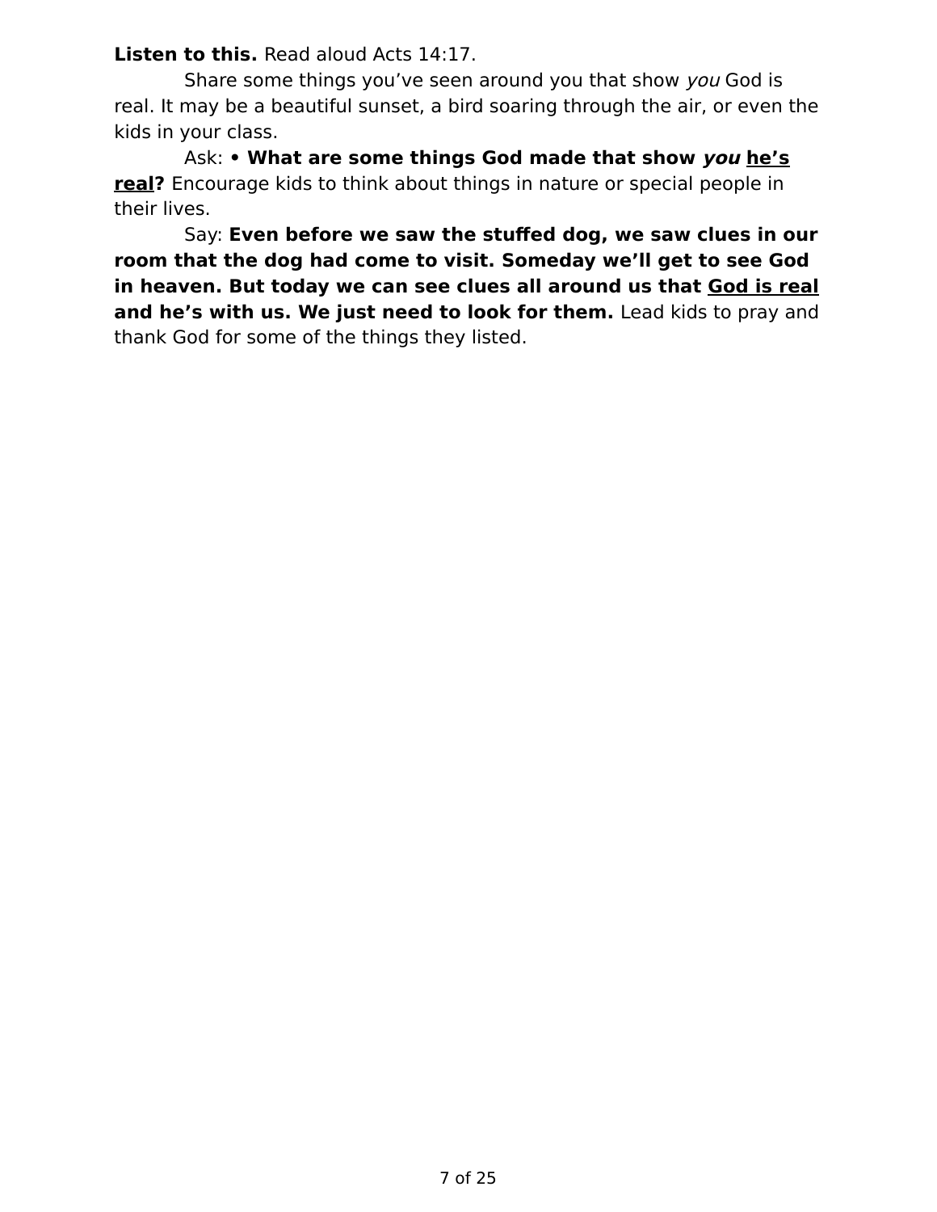**Listen to this.** Read aloud Acts 14:17.

Share some things you've seen around you that show *you* God is real. It may be a beautiful sunset, a bird soaring through the air, or even the kids in your class.

Ask: **• What are some things God made that show *you* <u>he's real</u>?** Encourage kids to think about things in nature or special people in their lives.

Say: **Even before we saw the stuffed dog, we saw clues in our room that the dog had come to visit. Someday we'll get to see God in heaven. But today we can see clues all around us that <u>God is real</u> and he's with us. We just need to look for them.** Lead kids to pray and thank God for some of the things they listed.